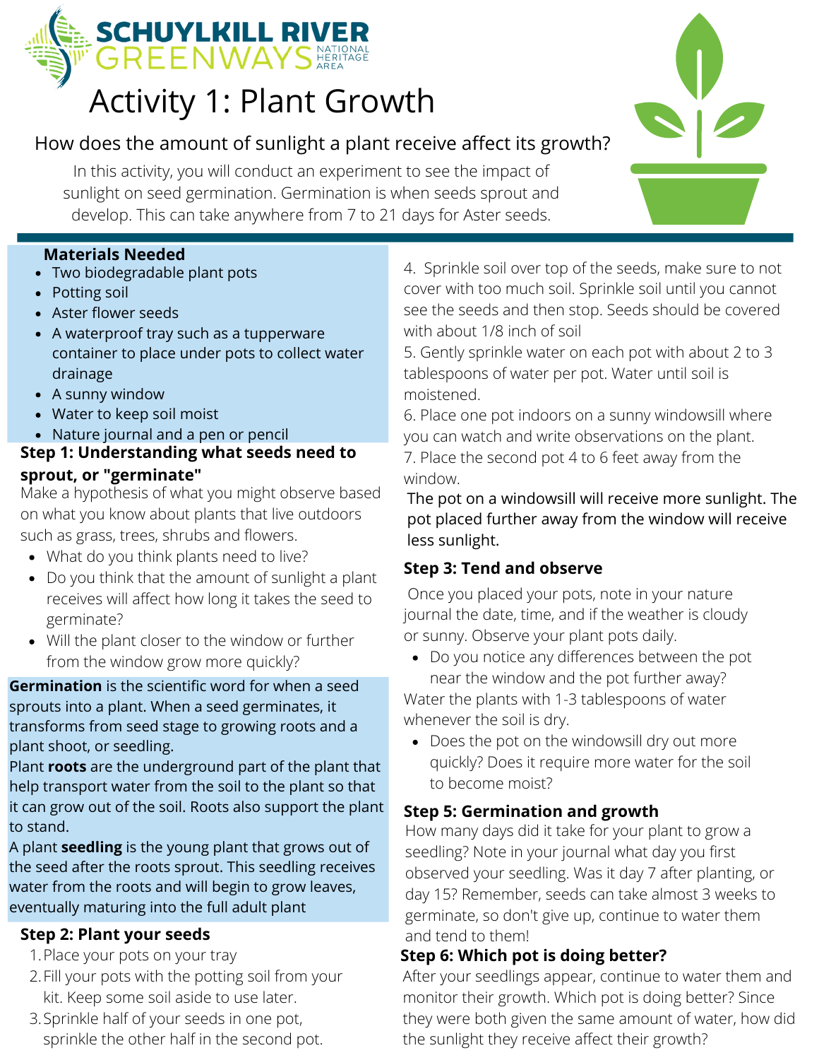SCHUYLKILL RIVER GREENWAYS NATIONAL HERITAGE AREA

# Activity 1: Plant Growth

## How does the amount of sunlight a plant receive affect its growth?

In this activity, you will conduct an experiment to see the impact of sunlight on seed germination. Germination is when seeds sprout and develop. This can take anywhere from 7 to 21 days for Aster seeds.

**Materials Needed**

- Two biodegradable plant pots
- Potting soil
- Aster flower seeds
- A waterproof tray such as a tupperware container to place under pots to collect water drainage
- A sunny window
- Water to keep soil moist
- Nature journal and a pen or pencil

### Step 1: Understanding what seeds need to sprout, or "germinate"

Make a hypothesis of what you might observe based on what you know about plants that live outdoors such as grass, trees, shrubs and flowers.

- What do you think plants need to live?
- Do you think that the amount of sunlight a plant receives will affect how long it takes the seed to germinate?
- Will the plant closer to the window or further from the window grow more quickly?

**Germination** is the scientific word for when a seed sprouts into a plant. When a seed germinates, it transforms from seed stage to growing roots and a plant shoot, or seedling.

Plant **roots** are the underground part of the plant that help transport water from the soil to the plant so that it can grow out of the soil. Roots also support the plant to stand.

A plant **seedling** is the young plant that grows out of the seed after the roots sprout. This seedling receives water from the roots and will begin to grow leaves, eventually maturing into the full adult plant

### Step 2: Plant your seeds

1. Place your pots on your tray
2. Fill your pots with the potting soil from your kit. Keep some soil aside to use later.
3. Sprinkle half of your seeds in one pot, sprinkle the other half in the second pot.
4. Sprinkle soil over top of the seeds, make sure to not cover with too much soil. Sprinkle soil until you cannot see the seeds and then stop. Seeds should be covered with about 1/8 inch of soil
5. Gently sprinkle water on each pot with about 2 to 3 tablespoons of water per pot. Water until soil is moistened.
6. Place one pot indoors on a sunny windowsill where you can watch and write observations on the plant.
7. Place the second pot 4 to 6 feet away from the window.

The pot on a windowsill will receive more sunlight. The pot placed further away from the window will receive less sunlight.

### Step 3: Tend and observe

Once you placed your pots, note in your nature journal the date, time, and if the weather is cloudy or sunny. Observe your plant pots daily.

- Do you notice any differences between the pot near the window and the pot further away?

Water the plants with 1-3 tablespoons of water whenever the soil is dry.

- Does the pot on the windowsill dry out more quickly? Does it require more water for the soil to become moist?

### Step 5: Germination and growth

How many days did it take for your plant to grow a seedling? Note in your journal what day you first observed your seedling. Was it day 7 after planting, or day 15? Remember, seeds can take almost 3 weeks to germinate, so don't give up, continue to water them and tend to them!

### Step 6: Which pot is doing better?

After your seedlings appear, continue to water them and monitor their growth. Which pot is doing better? Since they were both given the same amount of water, how did the sunlight they receive affect their growth?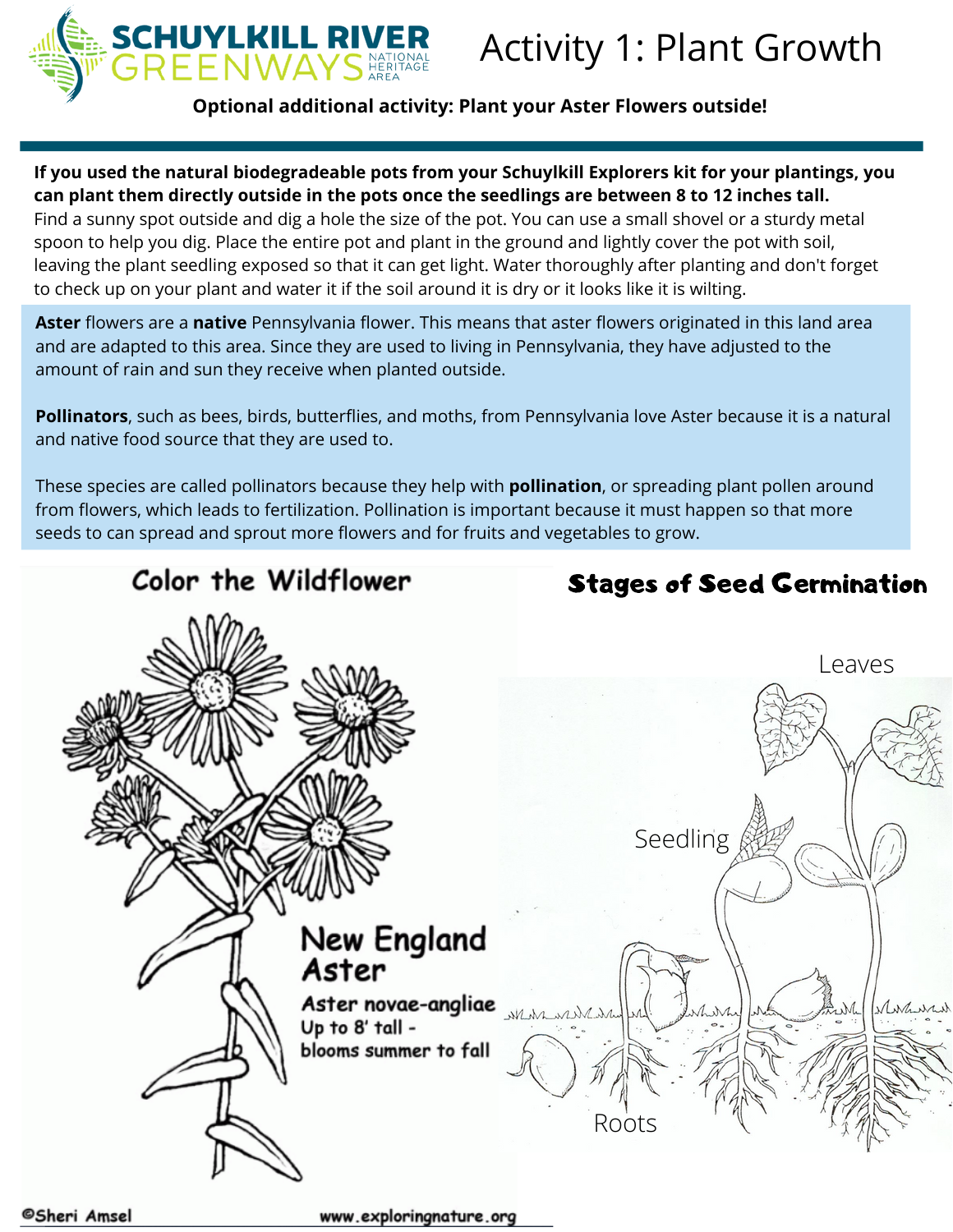# Activity 1: Plant Growth

**Optional additional activity: Plant your Aster Flowers outside!**

**If you used the natural biodegradeable pots from your Schuylkill Explorers kit for your plantings, you can plant them directly outside in the pots once the seedlings are between 8 to 12 inches tall.** Find a sunny spot outside and dig a hole the size of the pot. You can use a small shovel or a sturdy metal spoon to help you dig. Place the entire pot and plant in the ground and lightly cover the pot with soil, leaving the plant seedling exposed so that it can get light. Water thoroughly after planting and don't forget to check up on your plant and water it if the soil around it is dry or it looks like it is wilting.

**Aster** flowers are a **native** Pennsylvania flower. This means that aster flowers originated in this land area and are adapted to this area. Since they are used to living in Pennsylvania, they have adjusted to the amount of rain and sun they receive when planted outside.

**Pollinators**, such as bees, birds, butterflies, and moths, from Pennsylvania love Aster because it is a natural and native food source that they are used to.

These species are called pollinators because they help with **pollination**, or spreading plant pollen around from flowers, which leads to fertilization. Pollination is important because it must happen so that more seeds to can spread and sprout more flowers and for fruits and vegetables to grow.

## Color the Wildflower

New England Aster

*Aster novae-angliae*

Up to 8' tall - blooms summer to fall

©Sheri Amsel www.exploringnature.org

## Stages of Seed Germination

Leaves

Seedling

Roots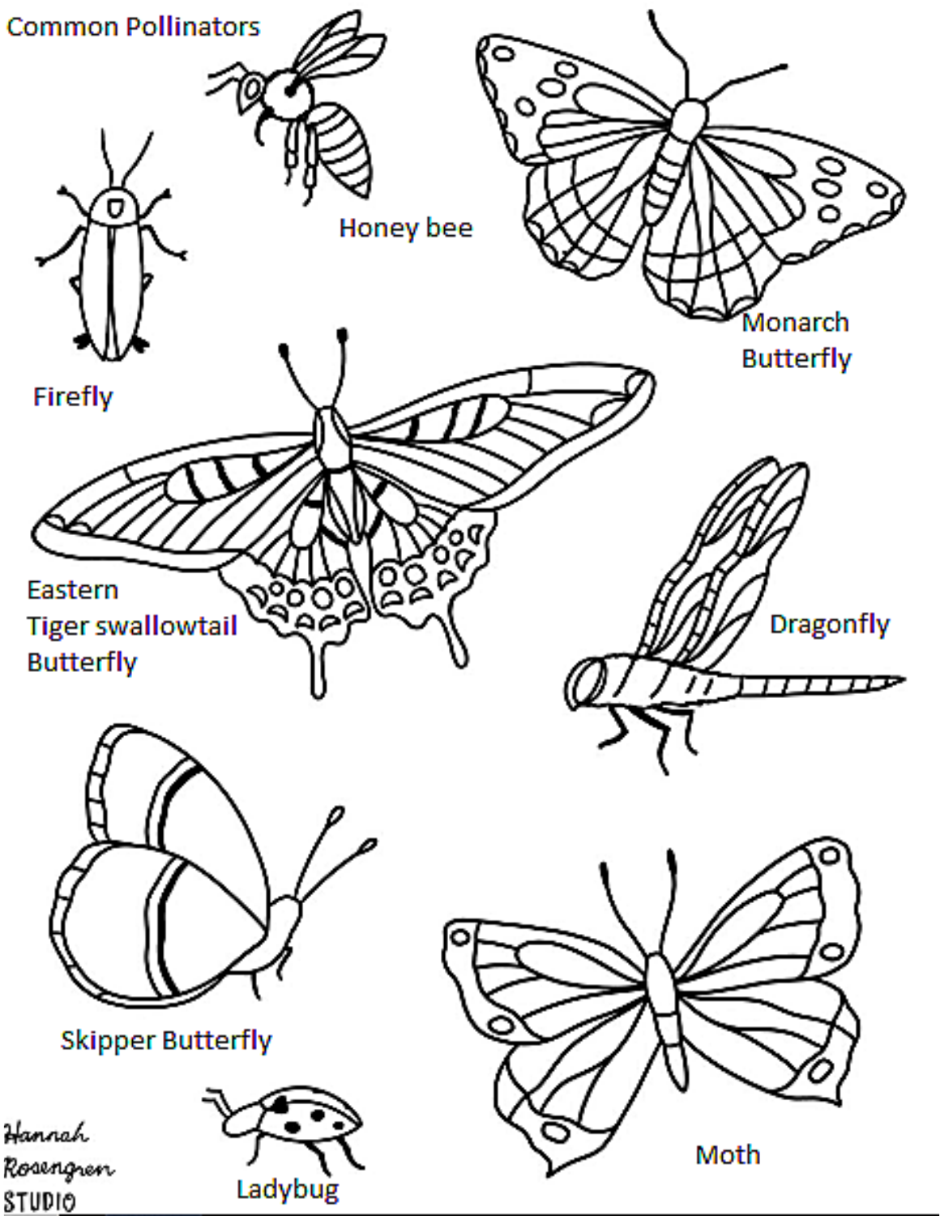Common Pollinators

Honey bee

Monarch Butterfly

Firefly

Eastern Tiger swallowtail Butterfly

Dragonfly

Skipper Butterfly

Ladybug

Moth

Hannah Rosengren STUDIO